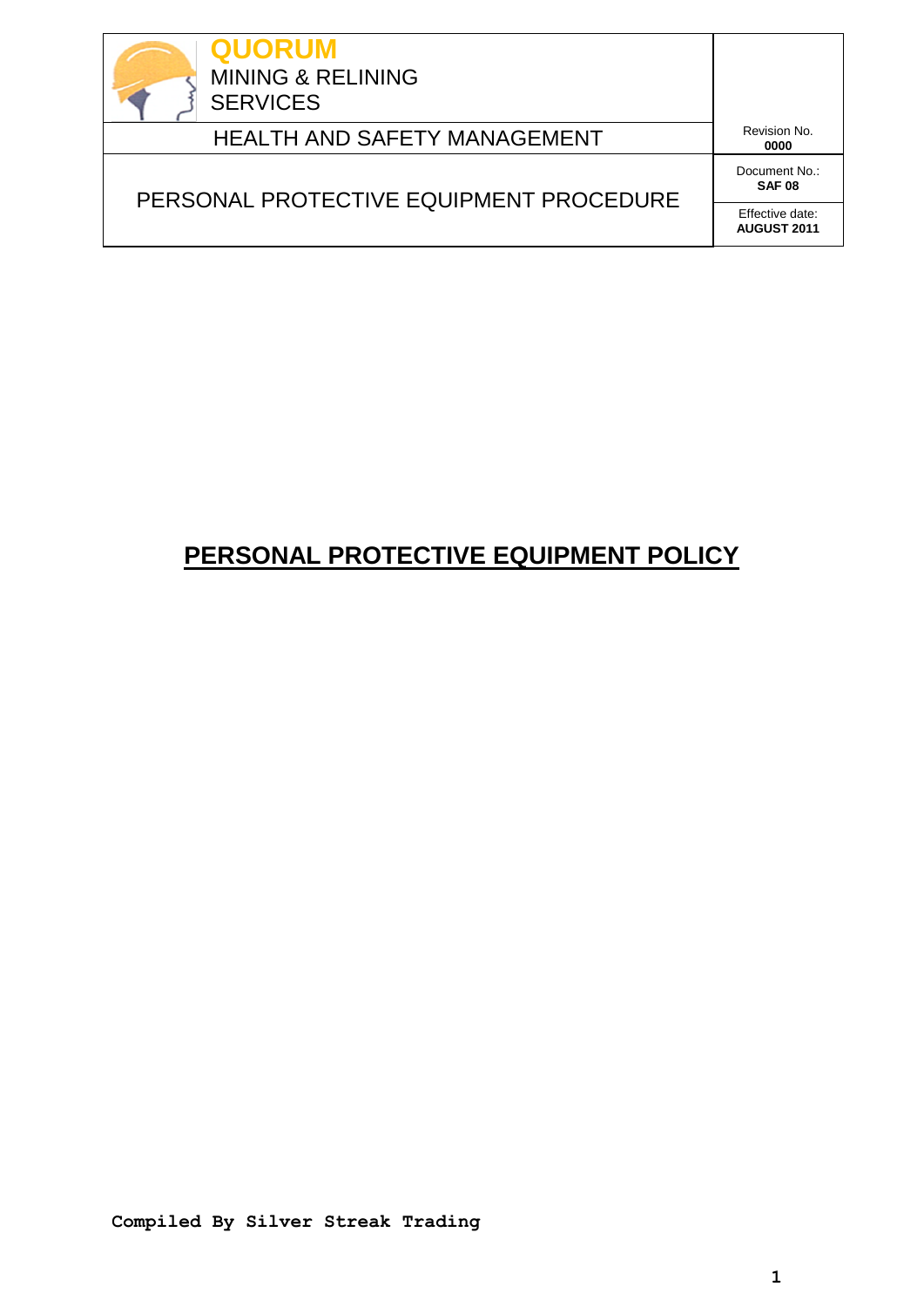| QUORUM MINING & RELINING SERVICES | |
| --- | --- |
| HEALTH AND SAFETY MANAGEMENT | Revision No. **0000** |
| PERSONAL PROTECTIVE EQUIPMENT PROCEDURE | Document No.: **SAF 08** |
| | Effective date: **AUGUST 2011** |

# PERSONAL PROTECTIVE EQUIPMENT POLICY

**Compiled By Silver Streak Trading**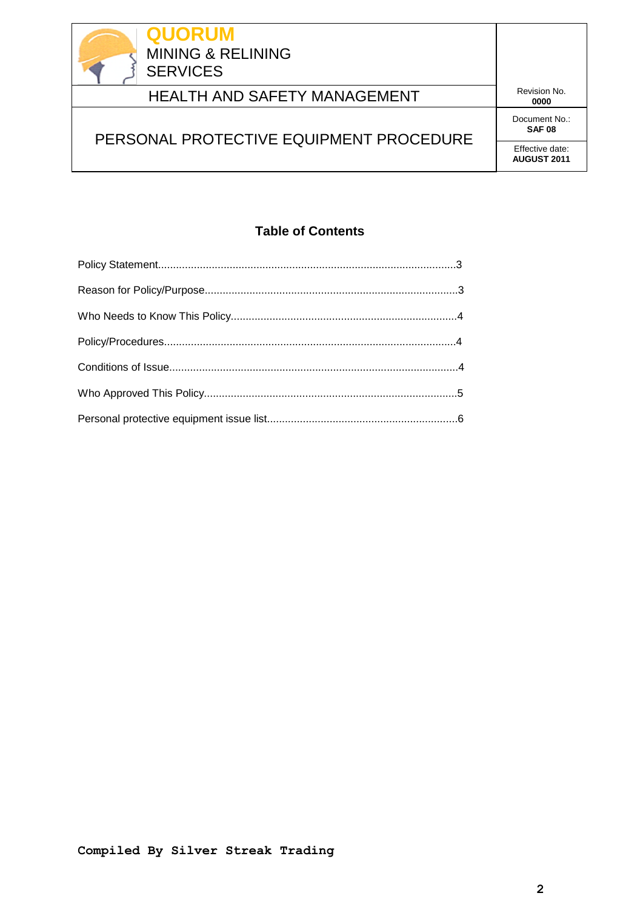| QUORUM MINING & RELINING SERVICES | |
|---|---|
| HEALTH AND SAFETY MANAGEMENT | Revision No. **0000** |
| PERSONAL PROTECTIVE EQUIPMENT PROCEDURE | Document No.: **SAF 08** |
| | Effective date: **AUGUST 2011** |

## Table of Contents

Policy Statement....................................................................................................3

Reason for Policy/Purpose.....................................................................................3

Who Needs to Know This Policy.............................................................................4

Policy/Procedures...................................................................................................4

Conditions of Issue..................................................................................................4

Who Approved This Policy......................................................................................5

Personal protective equipment issue list.................................................................6

**Compiled By Silver Streak Trading**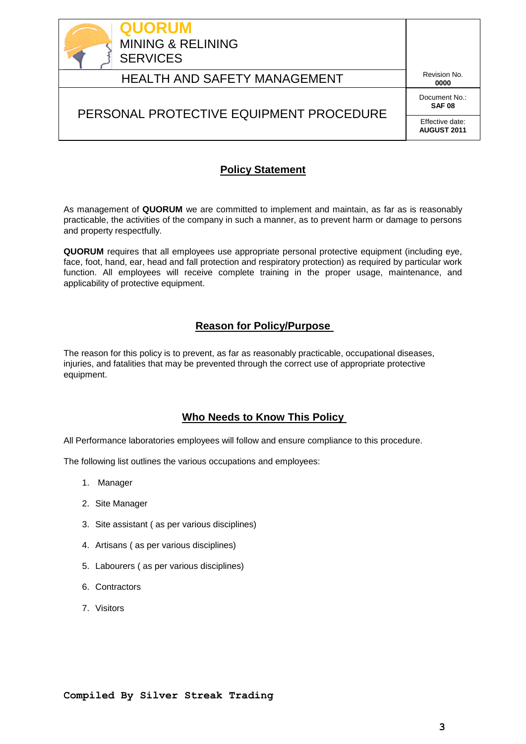## Policy Statement

As management of **QUORUM** we are committed to implement and maintain, as far as is reasonably practicable, the activities of the company in such a manner, as to prevent harm or damage to persons and property respectfully.

**QUORUM** requires that all employees use appropriate personal protective equipment (including eye, face, foot, hand, ear, head and fall protection and respiratory protection) as required by particular work function. All employees will receive complete training in the proper usage, maintenance, and applicability of protective equipment.

## Reason for Policy/Purpose

The reason for this policy is to prevent, as far as reasonably practicable, occupational diseases, injuries, and fatalities that may be prevented through the correct use of appropriate protective equipment.

## Who Needs to Know This Policy

All Performance laboratories employees will follow and ensure compliance to this procedure.

The following list outlines the various occupations and employees:

1. Manager
2. Site Manager
3. Site assistant ( as per various disciplines)
4. Artisans ( as per various disciplines)
5. Labourers ( as per various disciplines)
6. Contractors
7. Visitors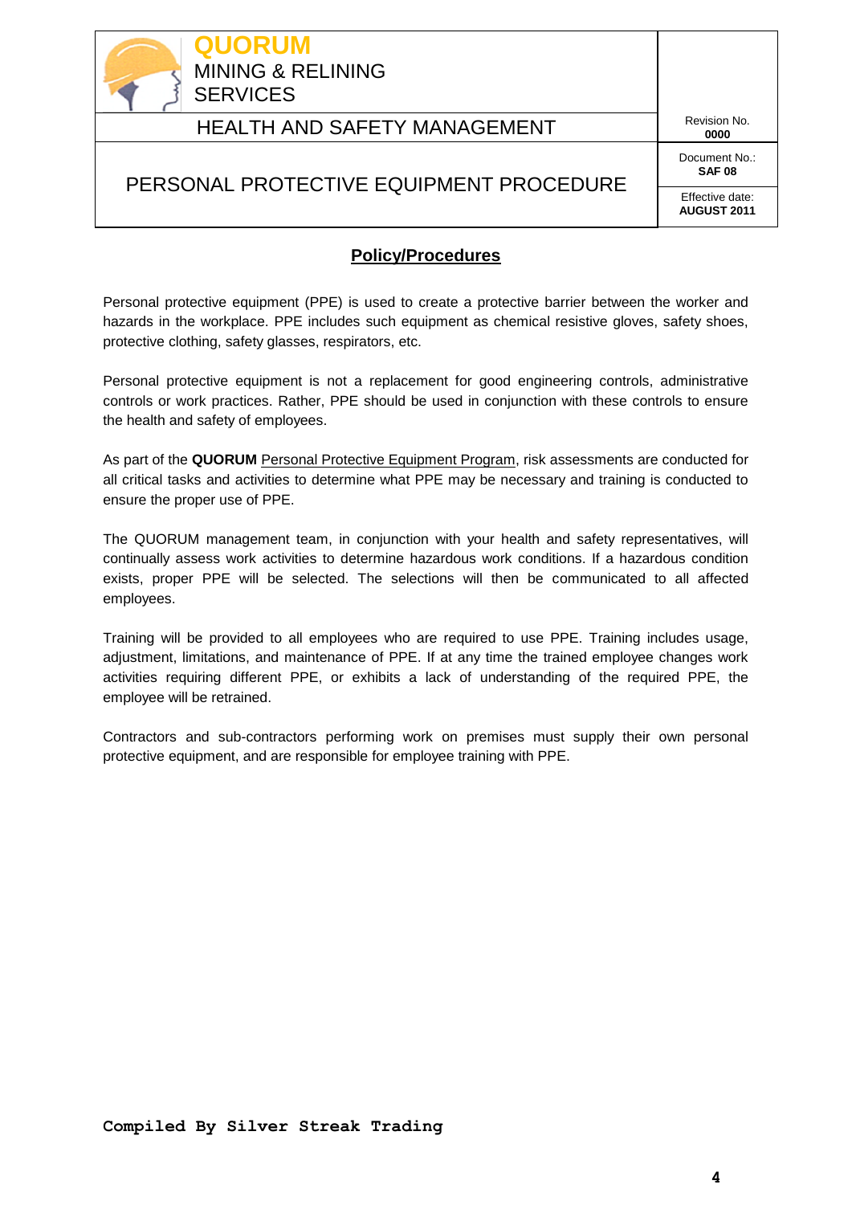## Policy/Procedures

Personal protective equipment (PPE) is used to create a protective barrier between the worker and hazards in the workplace. PPE includes such equipment as chemical resistive gloves, safety shoes, protective clothing, safety glasses, respirators, etc.

Personal protective equipment is not a replacement for good engineering controls, administrative controls or work practices. Rather, PPE should be used in conjunction with these controls to ensure the health and safety of employees.

As part of the **QUORUM** Personal Protective Equipment Program, risk assessments are conducted for all critical tasks and activities to determine what PPE may be necessary and training is conducted to ensure the proper use of PPE.

The QUORUM management team, in conjunction with your health and safety representatives, will continually assess work activities to determine hazardous work conditions. If a hazardous condition exists, proper PPE will be selected. The selections will then be communicated to all affected employees.

Training will be provided to all employees who are required to use PPE. Training includes usage, adjustment, limitations, and maintenance of PPE. If at any time the trained employee changes work activities requiring different PPE, or exhibits a lack of understanding of the required PPE, the employee will be retrained.

Contractors and sub-contractors performing work on premises must supply their own personal protective equipment, and are responsible for employee training with PPE.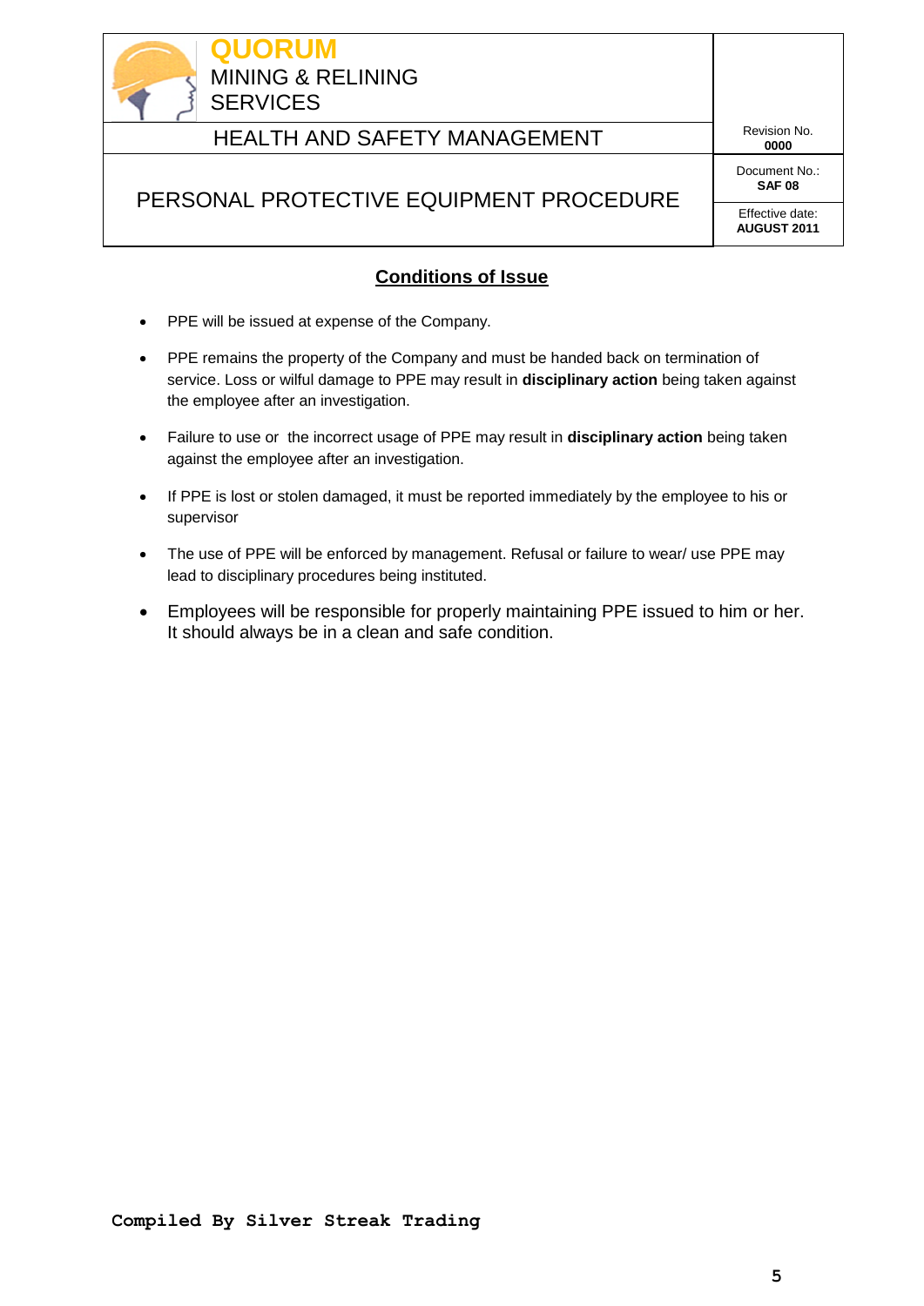## Conditions of Issue

- PPE will be issued at expense of the Company.
- PPE remains the property of the Company and must be handed back on termination of service. Loss or wilful damage to PPE may result in **disciplinary action** being taken against the employee after an investigation.
- Failure to use or the incorrect usage of PPE may result in **disciplinary action** being taken against the employee after an investigation.
- If PPE is lost or stolen damaged, it must be reported immediately by the employee to his or supervisor
- The use of PPE will be enforced by management. Refusal or failure to wear/ use PPE may lead to disciplinary procedures being instituted.
- Employees will be responsible for properly maintaining PPE issued to him or her. It should always be in a clean and safe condition.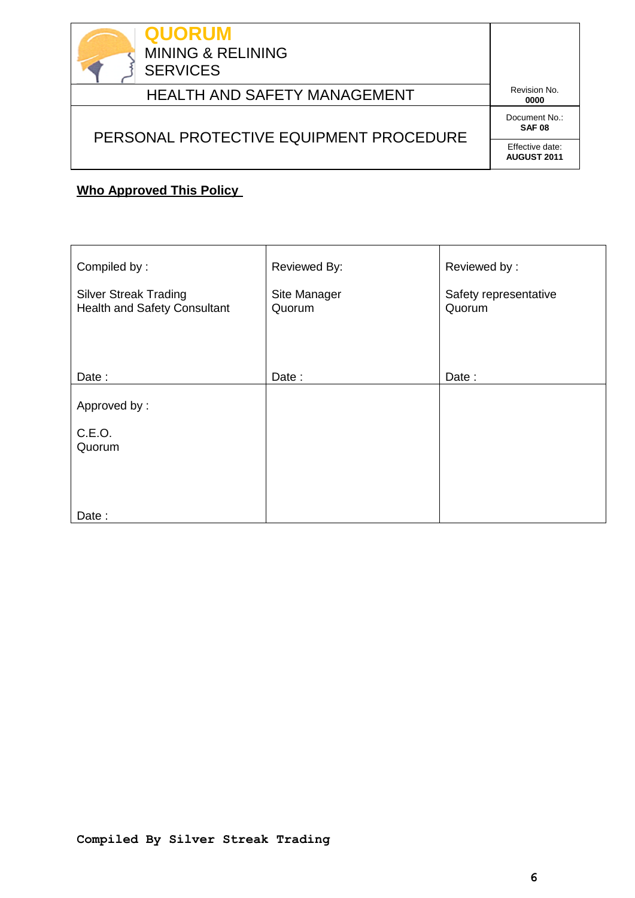| QUORUM MINING & RELINING SERVICES | |
|---|---|
| HEALTH AND SAFETY MANAGEMENT | Revision No. **0000** |
| PERSONAL PROTECTIVE EQUIPMENT PROCEDURE | Document No.: **SAF 08** |
| | Effective date: **AUGUST 2011** |

**Who Approved This Policy**

| Compiled by :<br><br>Silver Streak Trading<br>Health and Safety Consultant<br><br>Date : | Reviewed By:<br><br>Site Manager<br>Quorum<br><br>Date : | Reviewed by :<br><br>Safety representative<br>Quorum<br><br>Date : |
|---|---|---|
| Approved by :<br><br>C.E.O.<br>Quorum<br><br>Date : | | |

**Compiled By Silver Streak Trading**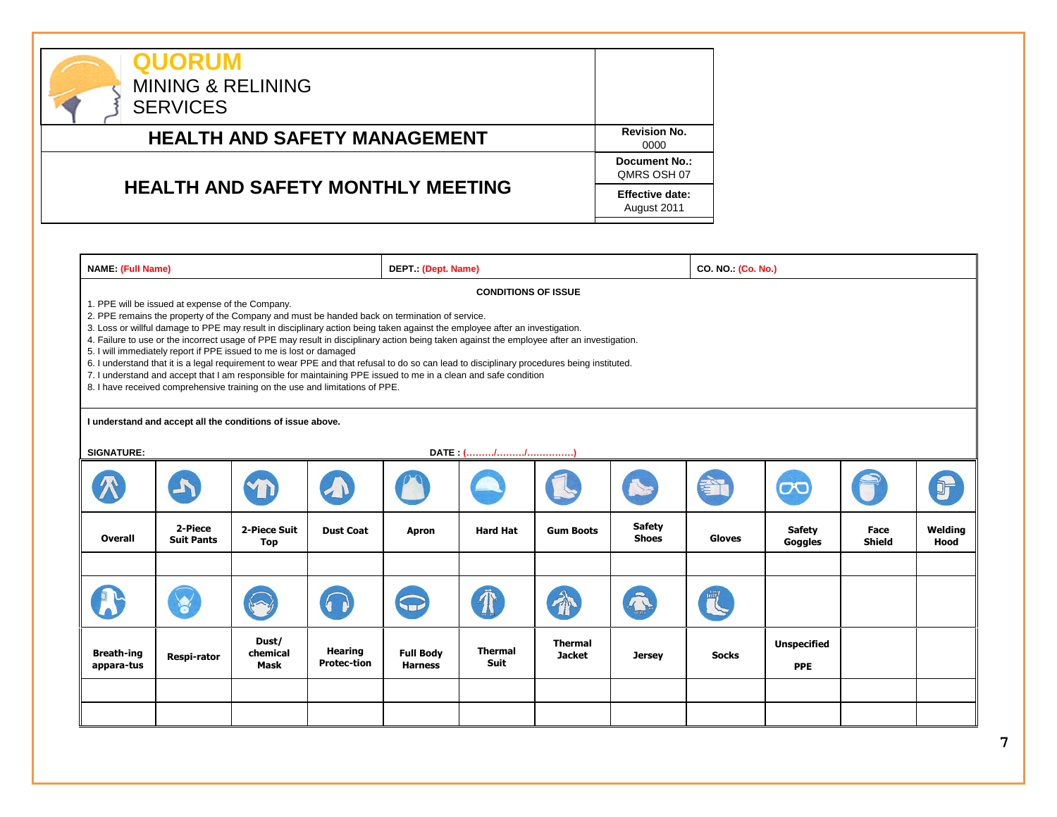| QUORUM MINING & RELINING SERVICES | |
|---|---|
| **HEALTH AND SAFETY MANAGEMENT** | **Revision No.** 0000 |
| **HEALTH AND SAFETY MONTHLY MEETING** | **Document No.:** QMRS OSH 07 |
| | **Effective date:** August 2011 |

**NAME:** (Full Name) | **DEPT.:** (Dept. Name) | **CO. NO.:** (Co. No.)

**CONDITIONS OF ISSUE**

1. PPE will be issued at expense of the Company.
2. PPE remains the property of the Company and must be handed back on termination of service.
3. Loss or willful damage to PPE may result in disciplinary action being taken against the employee after an investigation.
4. Failure to use or the incorrect usage of PPE may result in disciplinary action being taken against the employee after an investigation.
5. I will immediately report if PPE issued to me is lost or damaged
6. I understand that it is a legal requirement to wear PPE and that refusal to do so can lead to disciplinary procedures being instituted.
7. I understand and accept that I am responsible for maintaining PPE issued to me in a clean and safe condition
8. I have received comprehensive training on the use and limitations of PPE.

**I understand and accept all the conditions of issue above.**

**SIGNATURE:** **DATE : (………/………/……………)**

| Overall | 2-Piece Suit Pants | 2-Piece Suit Top | Dust Coat | Apron | Hard Hat | Gum Boots | Safety Shoes | Gloves | Safety Goggles | Face Shield | Welding Hood |
|---|---|---|---|---|---|---|---|---|---|---|---|
| | | | | | | | | | | | |
| **Breath-ing appara-tus** | **Respi-rator** | **Dust/ chemical Mask** | **Hearing Protec-tion** | **Full Body Harness** | **Thermal Suit** | **Thermal Jacket** | **Jersey** | **Socks** | **Unspecified PPE** | | |
| | | | | | | | | | | | |
| | | | | | | | | | | | |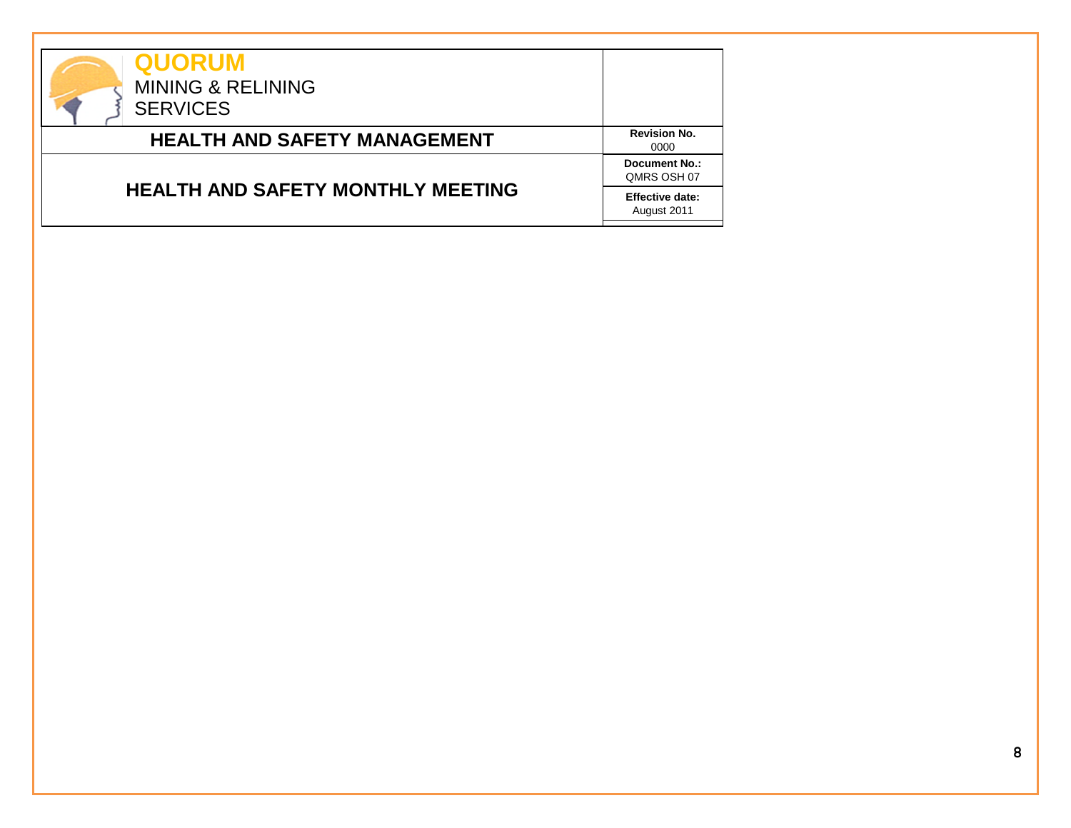| | |
|---|---|
| **QUORUM** MINING & RELINING SERVICES | |
| **HEALTH AND SAFETY MANAGEMENT** | **Revision No.** 0000 |
| **HEALTH AND SAFETY MONTHLY MEETING** | **Document No.:** QMRS OSH 07 |
| | **Effective date:** August 2011 |